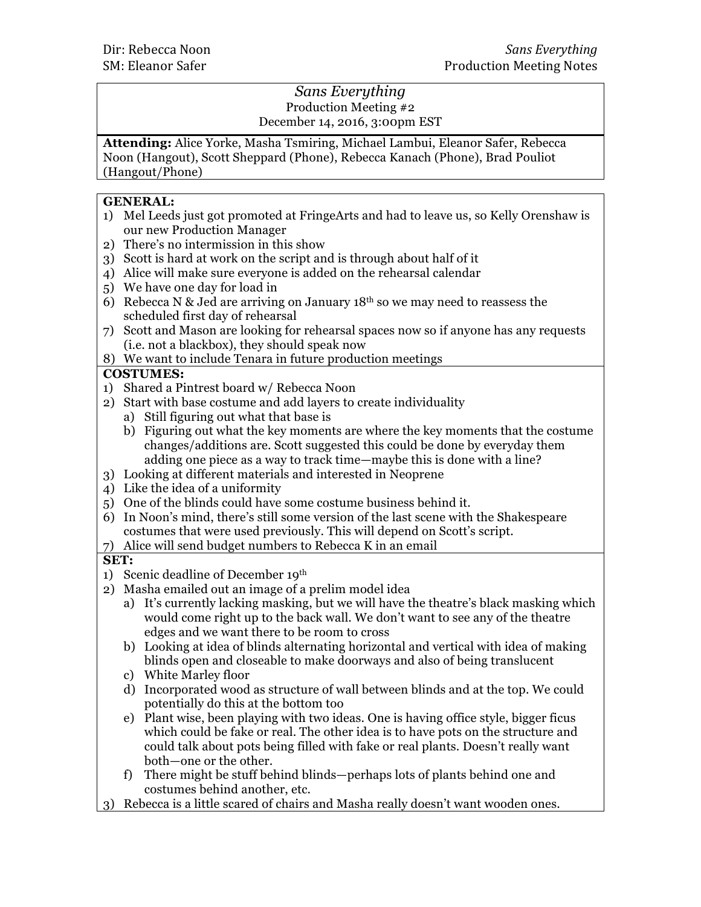Dir: Rebecca Noon  
SM: Eleanor Safer

*Sans Everything*  
Production Meeting Notes

# *Sans Everything*

Production Meeting #2  
December 14, 2016, 3:00pm EST

**Attending:** Alice Yorke, Masha Tsmiring, Michael Lambui, Eleanor Safer, Rebecca Noon (Hangout), Scott Sheppard (Phone), Rebecca Kanach (Phone), Brad Pouliot (Hangout/Phone)

## GENERAL:

1) Mel Leeds just got promoted at FringeArts and had to leave us, so Kelly Orenshaw is our new Production Manager
2) There's no intermission in this show
3) Scott is hard at work on the script and is through about half of it
4) Alice will make sure everyone is added on the rehearsal calendar
5) We have one day for load in
6) Rebecca N & Jed are arriving on January 18th so we may need to reassess the scheduled first day of rehearsal
7) Scott and Mason are looking for rehearsal spaces now so if anyone has any requests (i.e. not a blackbox), they should speak now
8) We want to include Tenara in future production meetings

## COSTUMES:

1) Shared a Pintrest board w/ Rebecca Noon
2) Start with base costume and add layers to create individuality
   a) Still figuring out what that base is
   b) Figuring out what the key moments are where the key moments that the costume changes/additions are. Scott suggested this could be done by everyday them adding one piece as a way to track time—maybe this is done with a line?
3) Looking at different materials and interested in Neoprene
4) Like the idea of a uniformity
5) One of the blinds could have some costume business behind it.
6) In Noon's mind, there's still some version of the last scene with the Shakespeare costumes that were used previously. This will depend on Scott's script.
7) Alice will send budget numbers to Rebecca K in an email

## SET:

1) Scenic deadline of December 19th
2) Masha emailed out an image of a prelim model idea
   a) It's currently lacking masking, but we will have the theatre's black masking which would come right up to the back wall. We don't want to see any of the theatre edges and we want there to be room to cross
   b) Looking at idea of blinds alternating horizontal and vertical with idea of making blinds open and closeable to make doorways and also of being translucent
   c) White Marley floor
   d) Incorporated wood as structure of wall between blinds and at the top. We could potentially do this at the bottom too
   e) Plant wise, been playing with two ideas. One is having office style, bigger ficus which could be fake or real. The other idea is to have pots on the structure and could talk about pots being filled with fake or real plants. Doesn't really want both—one or the other.
   f) There might be stuff behind blinds—perhaps lots of plants behind one and costumes behind another, etc.
3) Rebecca is a little scared of chairs and Masha really doesn't want wooden ones.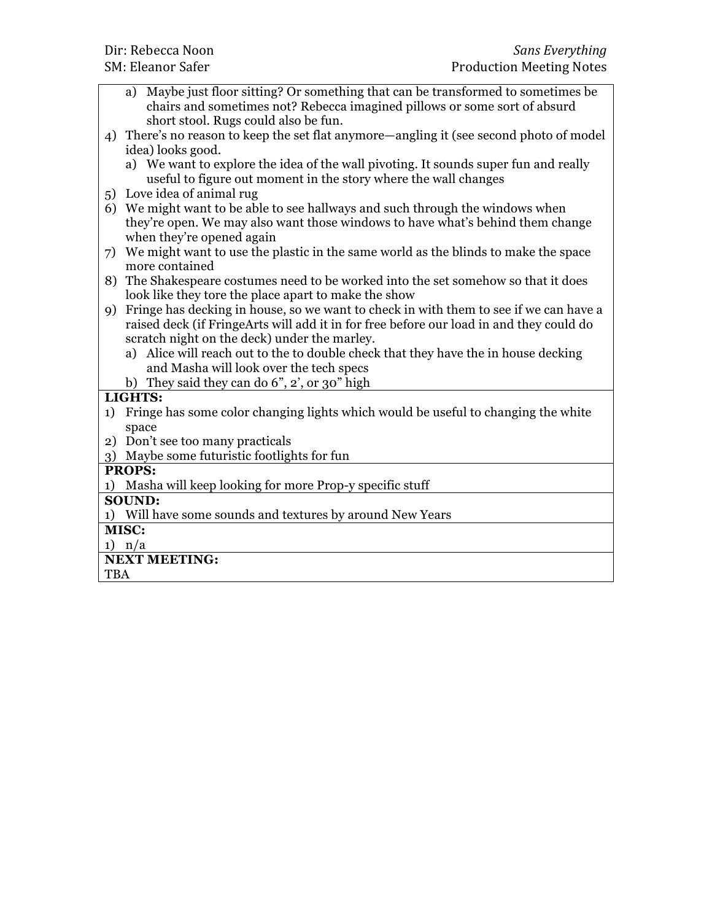a) Maybe just floor sitting? Or something that can be transformed to sometimes be chairs and sometimes not? Rebecca imagined pillows or some sort of absurd short stool. Rugs could also be fun.

4) There's no reason to keep the set flat anymore—angling it (see second photo of model idea) looks good.
   a) We want to explore the idea of the wall pivoting. It sounds super fun and really useful to figure out moment in the story where the wall changes
5) Love idea of animal rug
6) We might want to be able to see hallways and such through the windows when they're open. We may also want those windows to have what's behind them change when they're opened again
7) We might want to use the plastic in the same world as the blinds to make the space more contained
8) The Shakespeare costumes need to be worked into the set somehow so that it does look like they tore the place apart to make the show
9) Fringe has decking in house, so we want to check in with them to see if we can have a raised deck (if FringeArts will add it in for free before our load in and they could do scratch night on the deck) under the marley.
   a) Alice will reach out to the to double check that they have the in house decking and Masha will look over the tech specs
   b) They said they can do 6", 2', or 30" high

**LIGHTS:**

1) Fringe has some color changing lights which would be useful to changing the white space
2) Don't see too many practicals
3) Maybe some futuristic footlights for fun

**PROPS:**

1) Masha will keep looking for more Prop-y specific stuff

**SOUND:**

1) Will have some sounds and textures by around New Years

**MISC:**

1) n/a

**NEXT MEETING:**

TBA